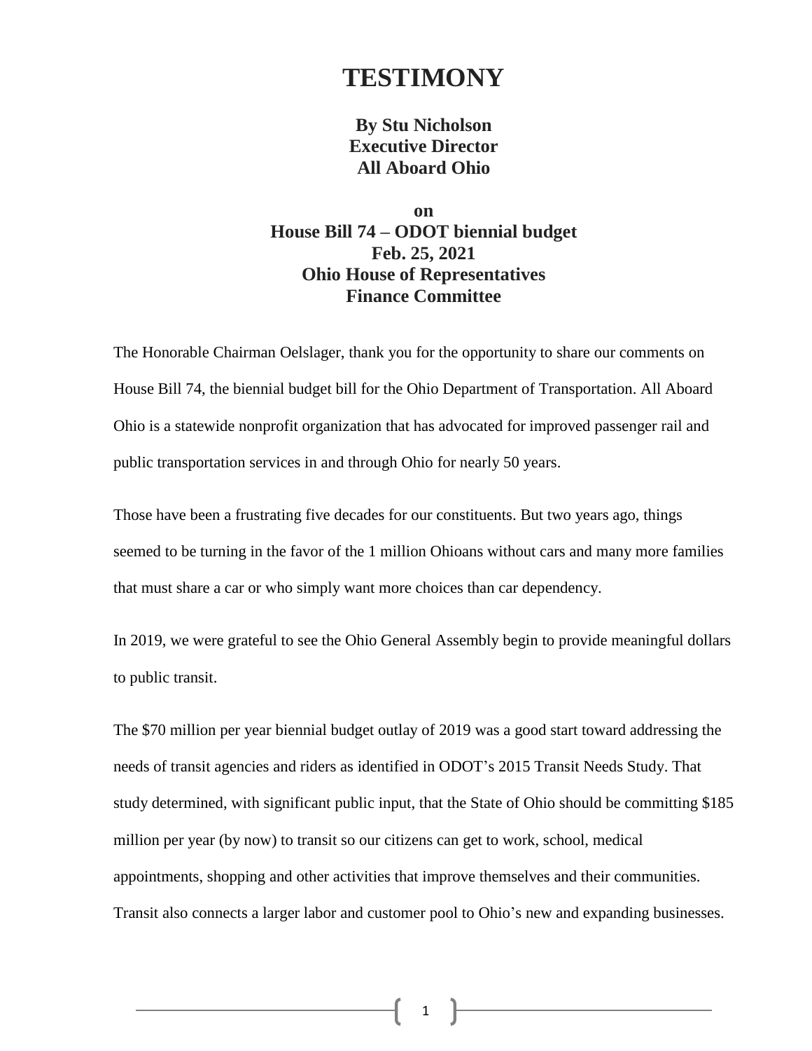# TESTIMONY

**By Stu Nicholson**
**Executive Director**
**All Aboard Ohio**

**on**
**House Bill 74 – ODOT biennial budget**
**Feb. 25, 2021**
**Ohio House of Representatives**
**Finance Committee**

The Honorable Chairman Oelslager, thank you for the opportunity to share our comments on House Bill 74, the biennial budget bill for the Ohio Department of Transportation. All Aboard Ohio is a statewide nonprofit organization that has advocated for improved passenger rail and public transportation services in and through Ohio for nearly 50 years.

Those have been a frustrating five decades for our constituents. But two years ago, things seemed to be turning in the favor of the 1 million Ohioans without cars and many more families that must share a car or who simply want more choices than car dependency.

In 2019, we were grateful to see the Ohio General Assembly begin to provide meaningful dollars to public transit.

The $70 million per year biennial budget outlay of 2019 was a good start toward addressing the needs of transit agencies and riders as identified in ODOT's 2015 Transit Needs Study. That study determined, with significant public input, that the State of Ohio should be committing $185 million per year (by now) to transit so our citizens can get to work, school, medical appointments, shopping and other activities that improve themselves and their communities. Transit also connects a larger labor and customer pool to Ohio's new and expanding businesses.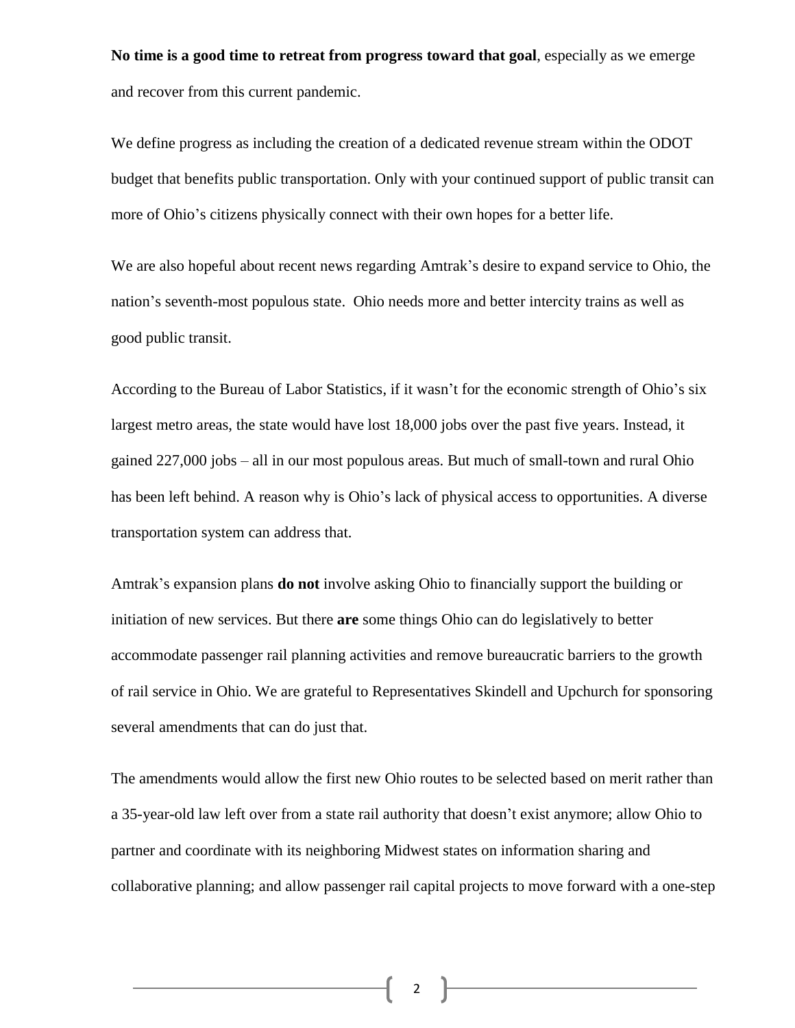**No time is a good time to retreat from progress toward that goal**, especially as we emerge and recover from this current pandemic.

We define progress as including the creation of a dedicated revenue stream within the ODOT budget that benefits public transportation. Only with your continued support of public transit can more of Ohio's citizens physically connect with their own hopes for a better life.

We are also hopeful about recent news regarding Amtrak's desire to expand service to Ohio, the nation's seventh-most populous state. Ohio needs more and better intercity trains as well as good public transit.

According to the Bureau of Labor Statistics, if it wasn't for the economic strength of Ohio's six largest metro areas, the state would have lost 18,000 jobs over the past five years. Instead, it gained 227,000 jobs – all in our most populous areas. But much of small-town and rural Ohio has been left behind. A reason why is Ohio's lack of physical access to opportunities. A diverse transportation system can address that.

Amtrak's expansion plans **do not** involve asking Ohio to financially support the building or initiation of new services. But there **are** some things Ohio can do legislatively to better accommodate passenger rail planning activities and remove bureaucratic barriers to the growth of rail service in Ohio. We are grateful to Representatives Skindell and Upchurch for sponsoring several amendments that can do just that.

The amendments would allow the first new Ohio routes to be selected based on merit rather than a 35-year-old law left over from a state rail authority that doesn't exist anymore; allow Ohio to partner and coordinate with its neighboring Midwest states on information sharing and collaborative planning; and allow passenger rail capital projects to move forward with a one-step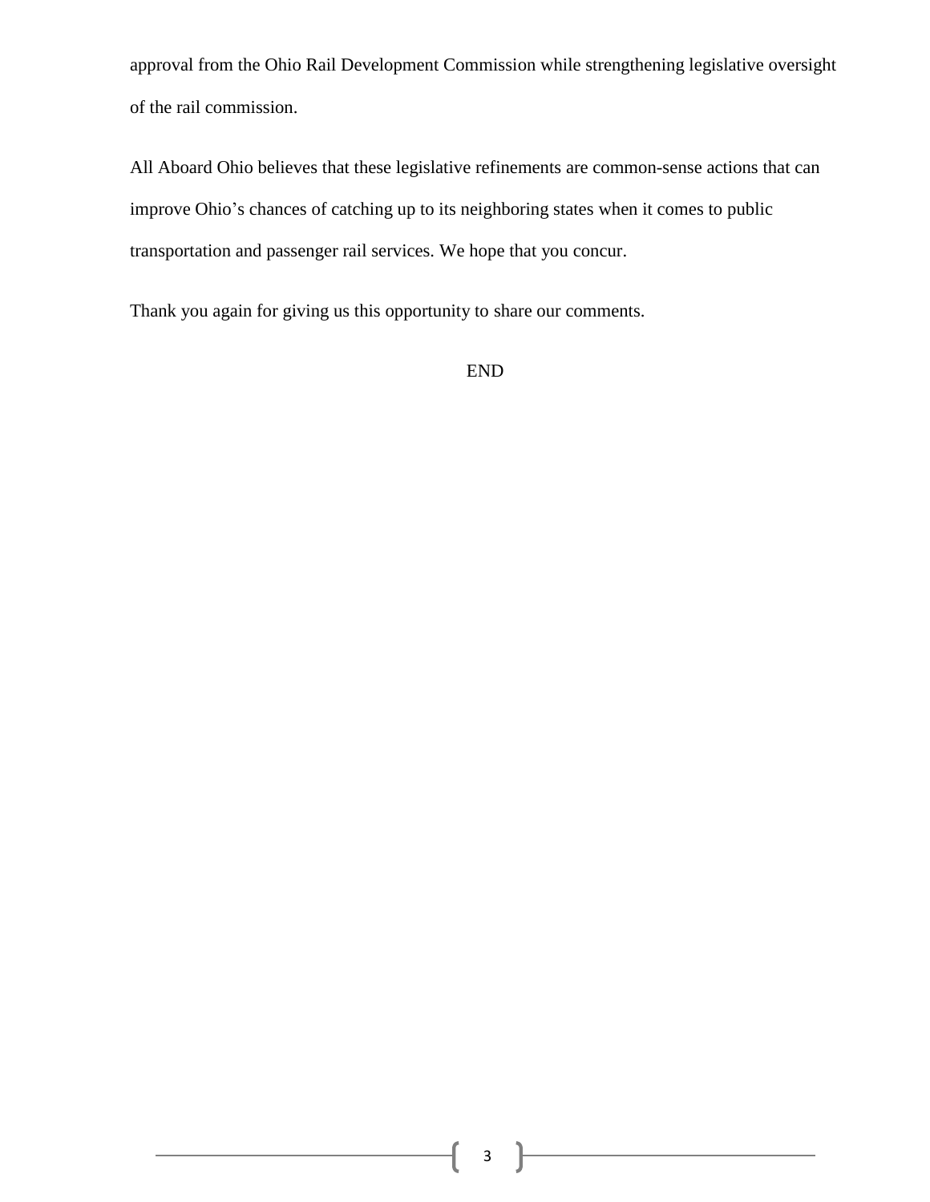approval from the Ohio Rail Development Commission while strengthening legislative oversight of the rail commission.

All Aboard Ohio believes that these legislative refinements are common-sense actions that can improve Ohio's chances of catching up to its neighboring states when it comes to public transportation and passenger rail services. We hope that you concur.

Thank you again for giving us this opportunity to share our comments.

END